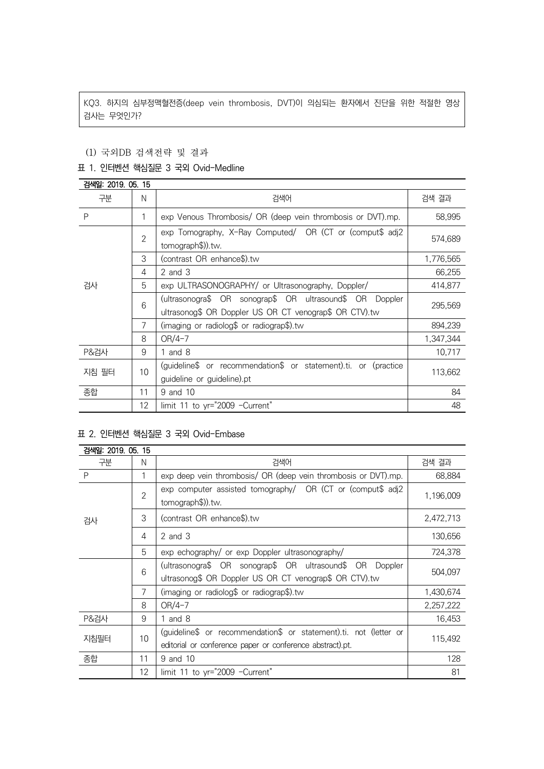KQ3. 하지의 심부정맥혈전증(deep vein thrombosis, DVT)이 의심되는 환자에서 진단을 위한 적절한 영상 검사는 무엇인가?

(1) 국외DB 검색전략 및 결과

표 1. 인터벤션 핵심질문 3 국외 Ovid-Medline

| 검색일: 2019. 05. 15 | | | |
|---|---|---|---|
| 구분 | N | 검색어 | 검색 결과 |
| P | 1 | exp Venous Thrombosis/ OR (deep vein thrombosis or DVT).mp. | 58,995 |
| 검사 | 2 | exp Tomography, X-Ray Computed/ OR (CT or (comput$ adj2 tomograph$)).tw. | 574,689 |
| | 3 | (contrast OR enhance$).tw | 1,776,565 |
| | 4 | 2 and 3 | 66,255 |
| | 5 | exp ULTRASONOGRAPHY/ or Ultrasonography, Doppler/ | 414,877 |
| | 6 | (ultrasonogra$ OR sonograp$ OR ultrasound$ OR Doppler ultrasonog$ OR Doppler US OR CT venograp$ OR CTV).tw | 295,569 |
| | 7 | (imaging or radiolog$ or radiograp$).tw | 894,239 |
| | 8 | OR/4-7 | 1,347,344 |
| P&검사 | 9 | 1 and 8 | 10,717 |
| 지침 필터 | 10 | (guideline$ or recommendation$ or statement).ti. or (practice guideline or guideline).pt | 113,662 |
| 종합 | 11 | 9 and 10 | 84 |
| | 12 | limit 11 to yr="2009 -Current" | 48 |

표 2. 인터벤션 핵심질문 3 국외 Ovid-Embase

| 검색일: 2019. 05. 15 | | | |
|---|---|---|---|
| 구분 | N | 검색어 | 검색 결과 |
| P | 1 | exp deep vein thrombosis/ OR (deep vein thrombosis or DVT).mp. | 68,884 |
| 검사 | 2 | exp computer assisted tomography/ OR (CT or (comput$ adj2 tomograph$)).tw. | 1,196,009 |
| | 3 | (contrast OR enhance$).tw | 2,472,713 |
| | 4 | 2 and 3 | 130,656 |
| | 5 | exp echography/ or exp Doppler ultrasonography/ | 724,378 |
| | 6 | (ultrasonogra$ OR sonograp$ OR ultrasound$ OR Doppler ultrasonog$ OR Doppler US OR CT venograp$ OR CTV).tw | 504,097 |
| | 7 | (imaging or radiolog$ or radiograp$).tw | 1,430,674 |
| | 8 | OR/4-7 | 2,257,222 |
| P&검사 | 9 | 1 and 8 | 16,453 |
| 지침필터 | 10 | (guideline$ or recommendation$ or statement).ti. not (letter or editorial or conference paper or conference abstract).pt. | 115,492 |
| 종합 | 11 | 9 and 10 | 128 |
| | 12 | limit 11 to yr="2009 -Current" | 81 |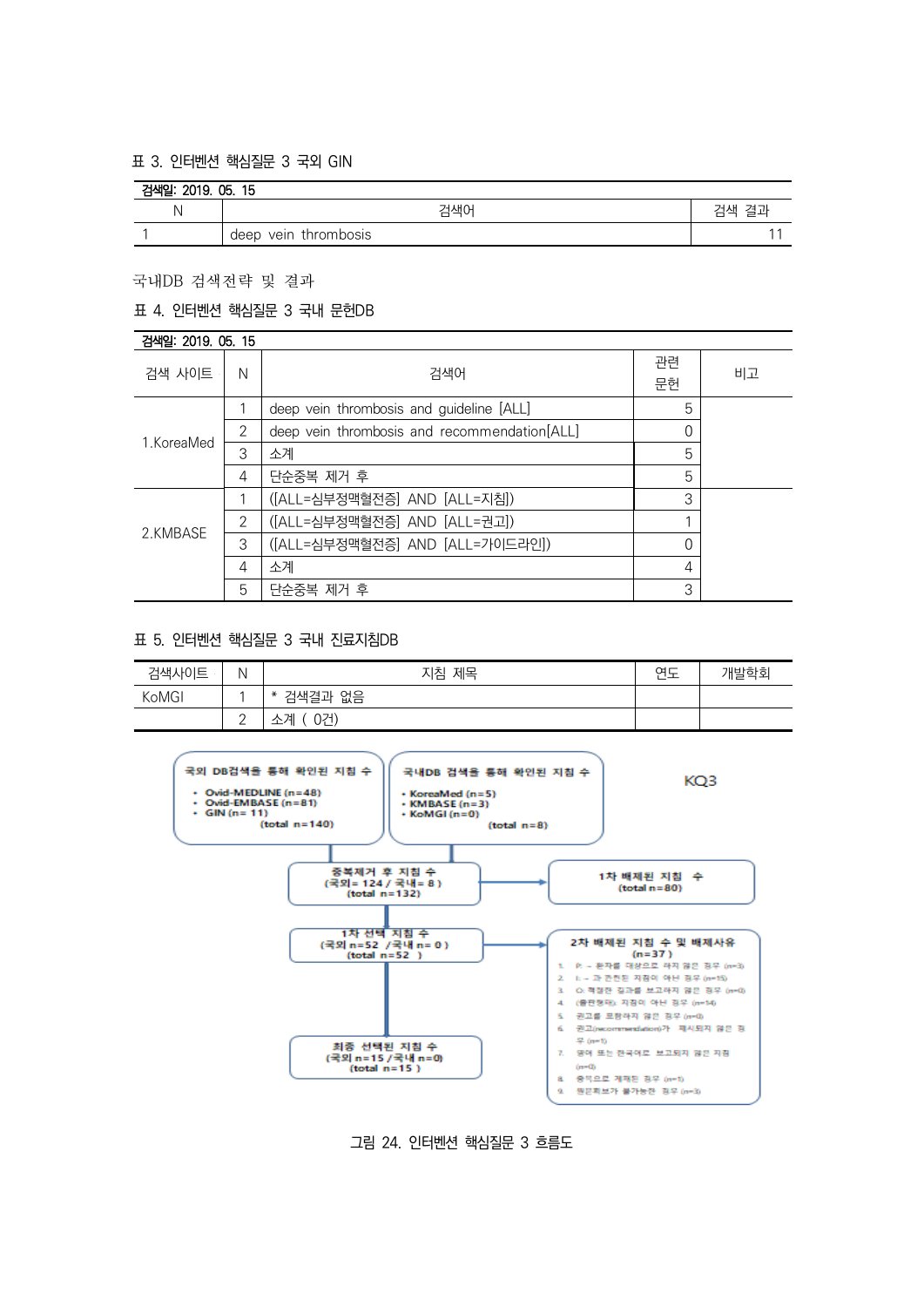표 3. 인터벤션 핵심질문 3 국외 GIN

| 검색일: 2019. 05. 15 | | |
|---|---|---|
| N | 검색어 | 검색 결과 |
| 1 | deep vein thrombosis | 11 |

국내DB 검색전략 및 결과

표 4. 인터벤션 핵심질문 3 국내 문헌DB

| 검색일: 2019. 05. 15 | | | | |
|---|---|---|---|---|
| 검색 사이트 | N | 검색어 | 관련 문헌 | 비고 |
| 1.KoreaMed | 1 | deep vein thrombosis and guideline [ALL] | 5 | |
| | 2 | deep vein thrombosis and recommendation[ALL] | 0 | |
| | 3 | 소계 | 5 | |
| | 4 | 단순중복 제거 후 | 5 | |
| 2.KMBASE | 1 | ([ALL=심부정맥혈전증] AND [ALL=지침]) | 3 | |
| | 2 | ([ALL=심부정맥혈전증] AND [ALL=권고]) | 1 | |
| | 3 | ([ALL=심부정맥혈전증] AND [ALL=가이드라인]) | 0 | |
| | 4 | 소계 | 4 | |
| | 5 | 단순중복 제거 후 | 3 | |

표 5. 인터벤션 핵심질문 3 국내 진료지침DB

| 검색사이트 | N | 지침 제목 | 연도 | 개발학회 |
|---|---|---|---|---|
| KoMGI | 1 | * 검색결과 없음 | | |
| | 2 | 소계 ( 0건) | | |

KQ3

국외 DB검색을 통해 확인된 지침 수
- Ovid-MEDLINE (n=48)
- Ovid-EMBASE (n=81)
- GIN (n= 11)

(total n=140)

국내DB 검색을 통해 확인된 지침 수
- KoreaMed (n=5)
- KMBASE (n=3)
- KoMGI (n=0)

(total n=8)

중복제거 후 지침 수
(국외= 124 / 국내= 8 )
(total n=132)

1차 배제된 지침 수
(total n=80)

1차 선택 지침 수
(국외 n=52 /국내 n= 0 )
(total n=52 )

2차 배제된 지침 수 및 배제사유
(n=37 )
1. P: - 환자를 대상으로 하지 않은 경우 (n=3)
2. I: - 관련된 지침이 아닌 경우 (n=15)
3. O: 적절한 결과를 보고하지 않은 경우 (n=0)
4. (출판형태): 지침이 아닌 경우 (n=14)
5. 권고를 포함하지 않은 경우 (n=0)
6. 권고(recommendation)가 제시되지 않은 경우 (n=1)
7. 영어 또는 한국어로 보고되지 않은 지침 (n=0)
8. 중복으로 게재된 경우 (n=1)
9. 원문확보가 불가능한 경우 (n=3)

최종 선택된 지침 수
(국외 n=15 /국내 n=0)
(total n=15 )

그림 24. 인터벤션 핵심질문 3 흐름도